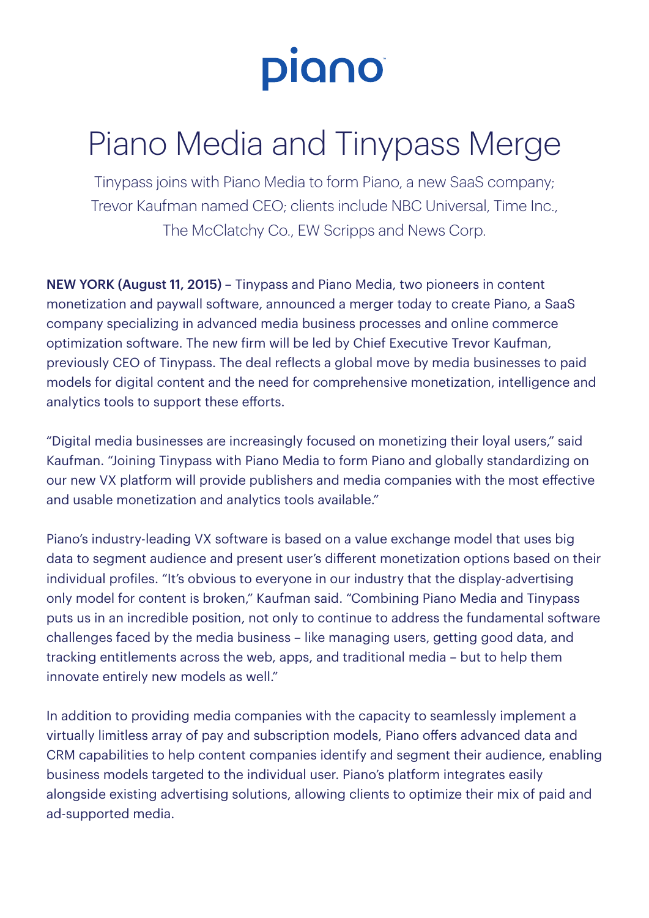piano

# Piano Media and Tinypass Merge

Tinypass joins with Piano Media to form Piano, a new SaaS company; Trevor Kaufman named CEO; clients include NBC Universal, Time Inc., The McClatchy Co., EW Scripps and News Corp.

**NEW YORK (August 11, 2015)** – Tinypass and Piano Media, two pioneers in content monetization and paywall software, announced a merger today to create Piano, a SaaS company specializing in advanced media business processes and online commerce optimization software. The new firm will be led by Chief Executive Trevor Kaufman, previously CEO of Tinypass. The deal reflects a global move by media businesses to paid models for digital content and the need for comprehensive monetization, intelligence and analytics tools to support these efforts.

"Digital media businesses are increasingly focused on monetizing their loyal users," said Kaufman. "Joining Tinypass with Piano Media to form Piano and globally standardizing on our new VX platform will provide publishers and media companies with the most effective and usable monetization and analytics tools available."

Piano's industry-leading VX software is based on a value exchange model that uses big data to segment audience and present user's different monetization options based on their individual profiles. "It's obvious to everyone in our industry that the display-advertising only model for content is broken," Kaufman said. "Combining Piano Media and Tinypass puts us in an incredible position, not only to continue to address the fundamental software challenges faced by the media business – like managing users, getting good data, and tracking entitlements across the web, apps, and traditional media – but to help them innovate entirely new models as well."

In addition to providing media companies with the capacity to seamlessly implement a virtually limitless array of pay and subscription models, Piano offers advanced data and CRM capabilities to help content companies identify and segment their audience, enabling business models targeted to the individual user. Piano's platform integrates easily alongside existing advertising solutions, allowing clients to optimize their mix of paid and ad-supported media.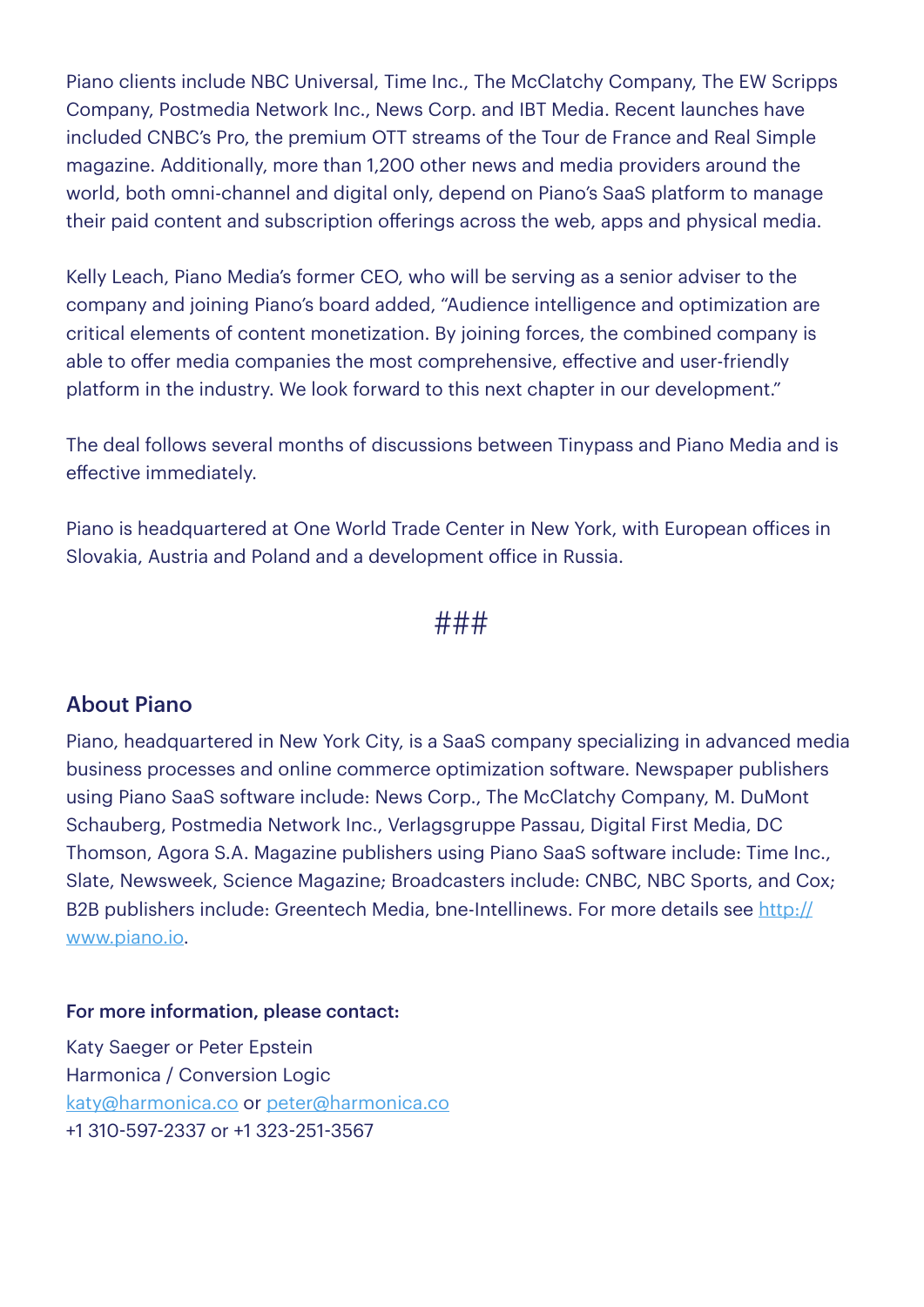Piano clients include NBC Universal, Time Inc., The McClatchy Company, The EW Scripps Company, Postmedia Network Inc., News Corp. and IBT Media. Recent launches have included CNBC's Pro, the premium OTT streams of the Tour de France and Real Simple magazine. Additionally, more than 1,200 other news and media providers around the world, both omni-channel and digital only, depend on Piano's SaaS platform to manage their paid content and subscription offerings across the web, apps and physical media.

Kelly Leach, Piano Media's former CEO, who will be serving as a senior adviser to the company and joining Piano's board added, "Audience intelligence and optimization are critical elements of content monetization. By joining forces, the combined company is able to offer media companies the most comprehensive, effective and user-friendly platform in the industry. We look forward to this next chapter in our development."

The deal follows several months of discussions between Tinypass and Piano Media and is effective immediately.

Piano is headquartered at One World Trade Center in New York, with European offices in Slovakia, Austria and Poland and a development office in Russia.

###

## About Piano

Piano, headquartered in New York City, is a SaaS company specializing in advanced media business processes and online commerce optimization software. Newspaper publishers using Piano SaaS software include: News Corp., The McClatchy Company, M. DuMont Schauberg, Postmedia Network Inc., Verlagsgruppe Passau, Digital First Media, DC Thomson, Agora S.A. Magazine publishers using Piano SaaS software include: Time Inc., Slate, Newsweek, Science Magazine; Broadcasters include: CNBC, NBC Sports, and Cox; B2B publishers include: Greentech Media, bne-Intellinews. For more details see [http://www.piano.io](http://www.piano.io).

**For more information, please contact:**

Katy Saeger or Peter Epstein
Harmonica / Conversion Logic
katy@harmonica.co or peter@harmonica.co
+1 310-597-2337 or +1 323-251-3567